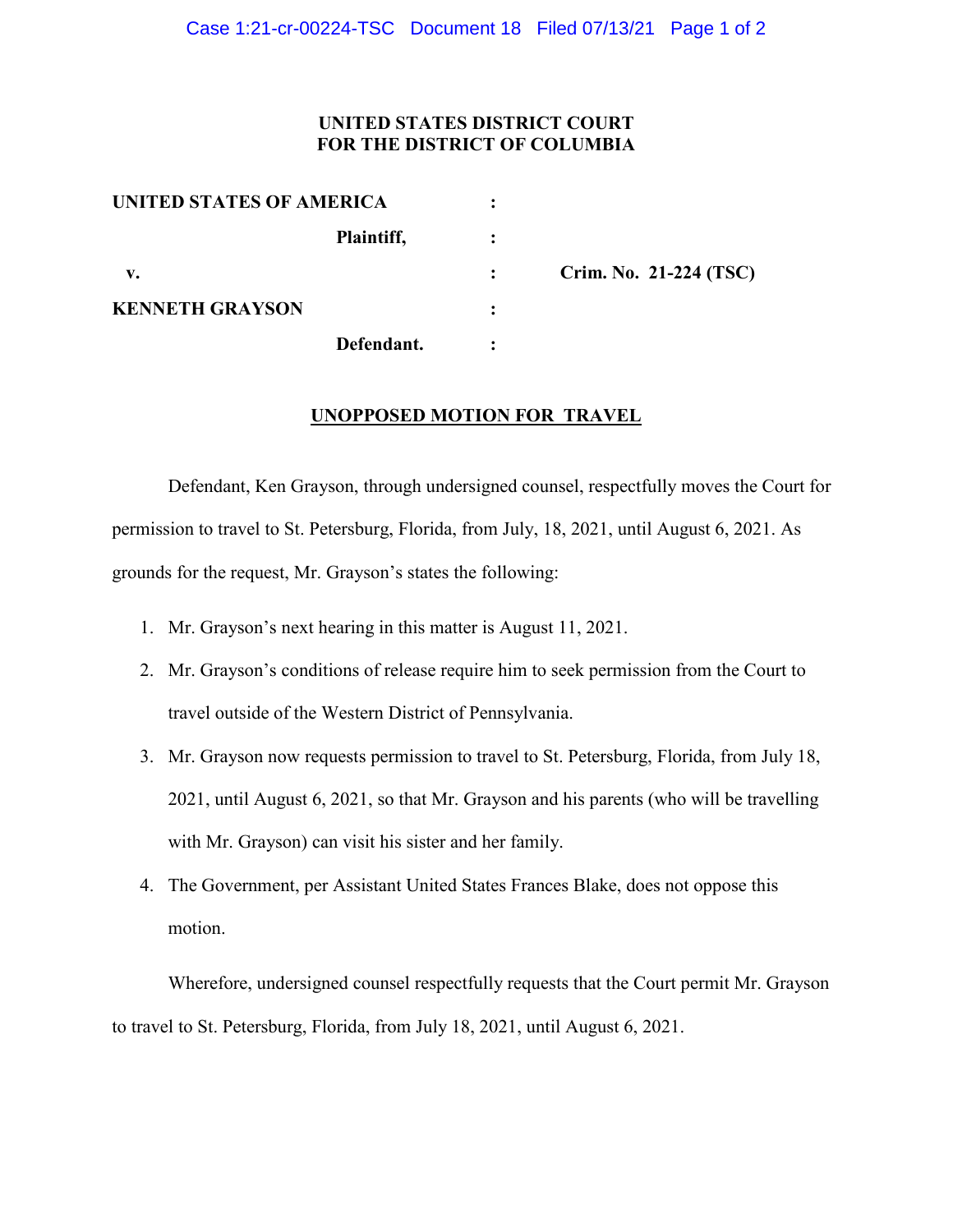**UNITED STATES DISTRICT COURT**
**FOR THE DISTRICT OF COLUMBIA**

| | | |
|---|---|---|
| **UNITED STATES OF AMERICA** | : | |
| **Plaintiff,** | : | |
| **v.** | : | **Crim. No. 21-224 (TSC)** |
| **KENNETH GRAYSON** | : | |
| **Defendant.** | : | |

**UNOPPOSED MOTION FOR TRAVEL**

Defendant, Ken Grayson, through undersigned counsel, respectfully moves the Court for permission to travel to St. Petersburg, Florida, from July, 18, 2021, until August 6, 2021. As grounds for the request, Mr. Grayson's states the following:

1. Mr. Grayson's next hearing in this matter is August 11, 2021.
2. Mr. Grayson's conditions of release require him to seek permission from the Court to travel outside of the Western District of Pennsylvania.
3. Mr. Grayson now requests permission to travel to St. Petersburg, Florida, from July 18, 2021, until August 6, 2021, so that Mr. Grayson and his parents (who will be travelling with Mr. Grayson) can visit his sister and her family.
4. The Government, per Assistant United States Frances Blake, does not oppose this motion.

Wherefore, undersigned counsel respectfully requests that the Court permit Mr. Grayson to travel to St. Petersburg, Florida, from July 18, 2021, until August 6, 2021.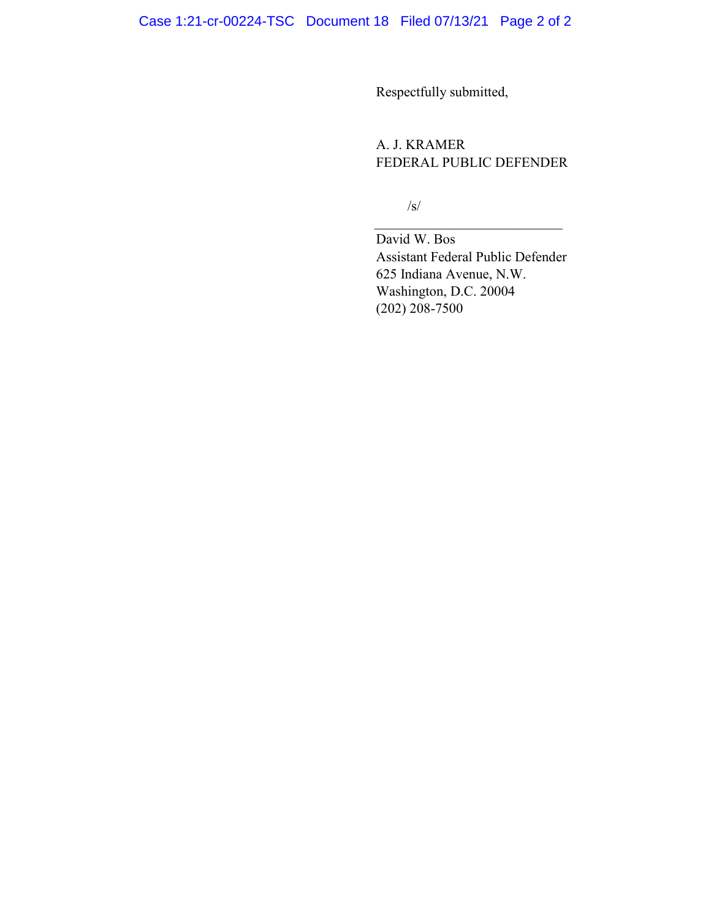Respectfully submitted,

A. J. KRAMER
FEDERAL PUBLIC DEFENDER

/s/

\_\_\_\_\_\_\_\_\_\_\_\_\_\_\_\_\_\_\_\_\_\_\_\_\_\_\_\_

David W. Bos
Assistant Federal Public Defender
625 Indiana Avenue, N.W.
Washington, D.C. 20004
(202) 208-7500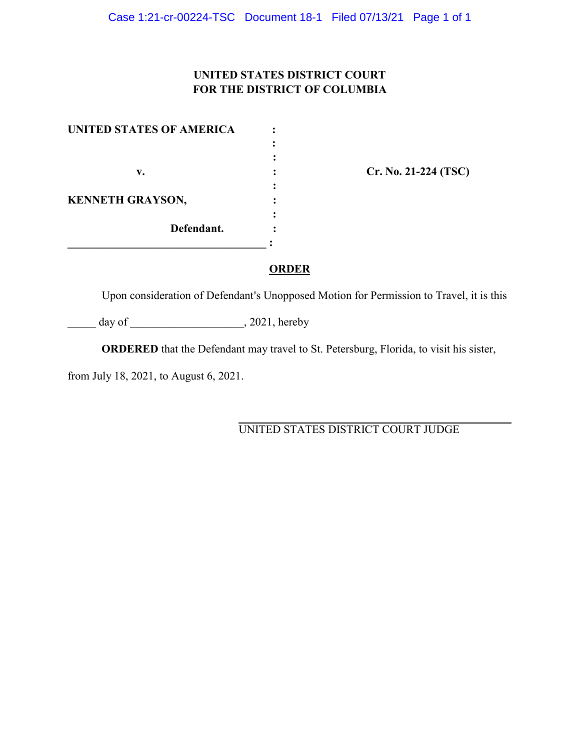**UNITED STATES DISTRICT COURT**
**FOR THE DISTRICT OF COLUMBIA**

| | | |
|---|---|---|
| **UNITED STATES OF AMERICA** | : | |
| | : | |
| **v.** | : | **Cr. No. 21-224 (TSC)** |
| | : | |
| **KENNETH GRAYSON,** | : | |
| | : | |
| **Defendant.** | : | |

**ORDER**

Upon consideration of Defendant's Unopposed Motion for Permission to Travel, it is this _____ day of ___________________, 2021, hereby

**ORDERED** that the Defendant may travel to St. Petersburg, Florida, to visit his sister, from July 18, 2021, to August 6, 2021.

_______________________________
UNITED STATES DISTRICT COURT JUDGE